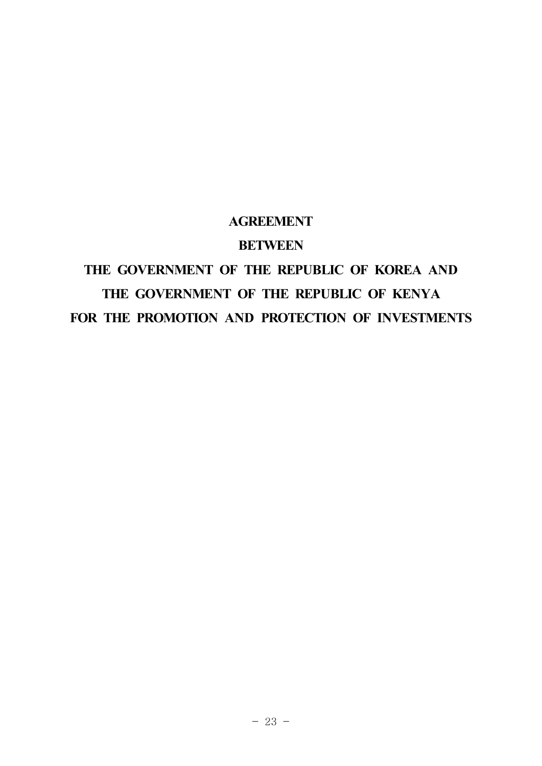# AGREEMENT

# BETWEEN

# THE GOVERNMENT OF THE REPUBLIC OF KOREA AND THE GOVERNMENT OF THE REPUBLIC OF KENYA FOR THE PROMOTION AND PROTECTION OF INVESTMENTS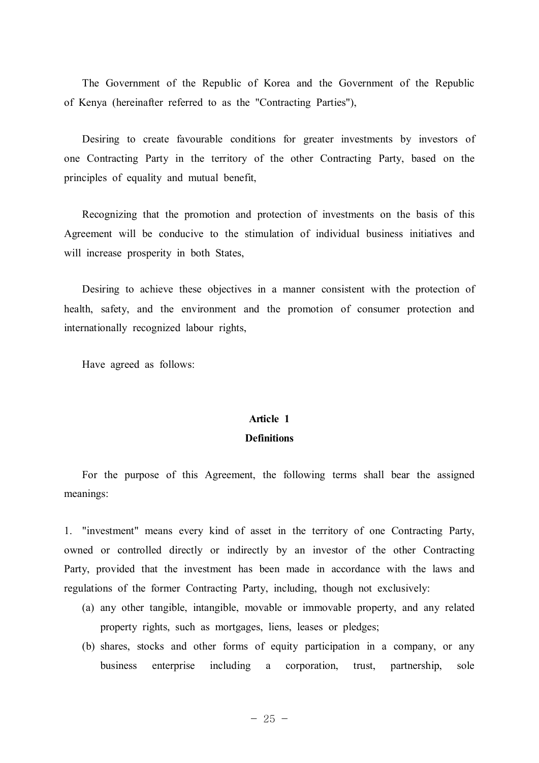The Government of the Republic of Korea and the Government of the Republic of Kenya (hereinafter referred to as the "Contracting Parties"),

Desiring to create favourable conditions for greater investments by investors of one Contracting Party in the territory of the other Contracting Party, based on the principles of equality and mutual benefit,

Recognizing that the promotion and protection of investments on the basis of this Agreement will be conducive to the stimulation of individual business initiatives and will increase prosperity in both States,

Desiring to achieve these objectives in a manner consistent with the protection of health, safety, and the environment and the promotion of consumer protection and internationally recognized labour rights,

Have agreed as follows:

## Article 1
## Definitions

For the purpose of this Agreement, the following terms shall bear the assigned meanings:

1. "investment" means every kind of asset in the territory of one Contracting Party, owned or controlled directly or indirectly by an investor of the other Contracting Party, provided that the investment has been made in accordance with the laws and regulations of the former Contracting Party, including, though not exclusively:
   - (a) any other tangible, intangible, movable or immovable property, and any related property rights, such as mortgages, liens, leases or pledges;
   - (b) shares, stocks and other forms of equity participation in a company, or any business enterprise including a corporation, trust, partnership, sole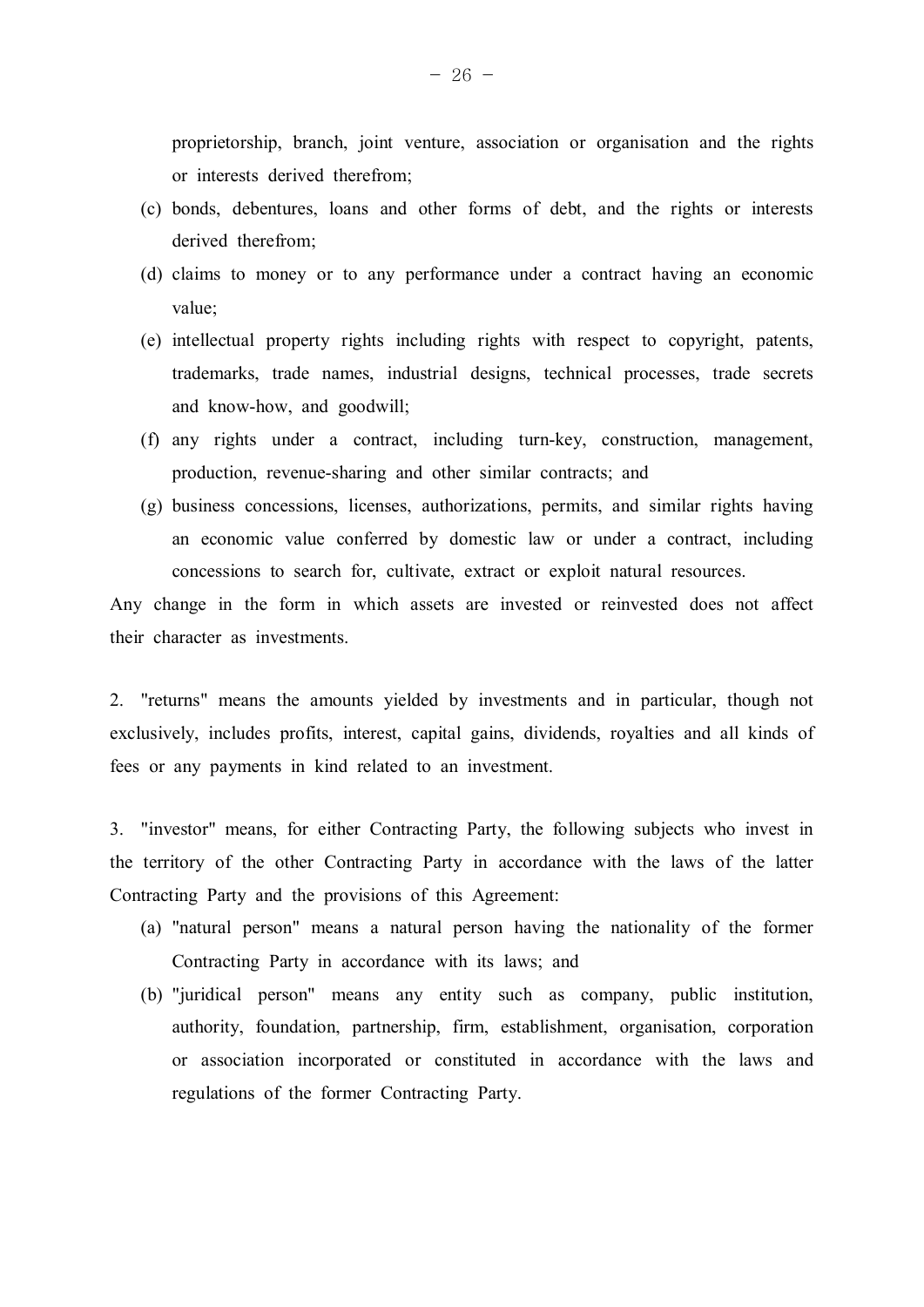proprietorship, branch, joint venture, association or organisation and the rights or interests derived therefrom;

(c) bonds, debentures, loans and other forms of debt, and the rights or interests derived therefrom;

(d) claims to money or to any performance under a contract having an economic value;

(e) intellectual property rights including rights with respect to copyright, patents, trademarks, trade names, industrial designs, technical processes, trade secrets and know-how, and goodwill;

(f) any rights under a contract, including turn-key, construction, management, production, revenue-sharing and other similar contracts; and

(g) business concessions, licenses, authorizations, permits, and similar rights having an economic value conferred by domestic law or under a contract, including concessions to search for, cultivate, extract or exploit natural resources.

Any change in the form in which assets are invested or reinvested does not affect their character as investments.

2. "returns" means the amounts yielded by investments and in particular, though not exclusively, includes profits, interest, capital gains, dividends, royalties and all kinds of fees or any payments in kind related to an investment.

3. "investor" means, for either Contracting Party, the following subjects who invest in the territory of the other Contracting Party in accordance with the laws of the latter Contracting Party and the provisions of this Agreement:

(a) "natural person" means a natural person having the nationality of the former Contracting Party in accordance with its laws; and

(b) "juridical person" means any entity such as company, public institution, authority, foundation, partnership, firm, establishment, organisation, corporation or association incorporated or constituted in accordance with the laws and regulations of the former Contracting Party.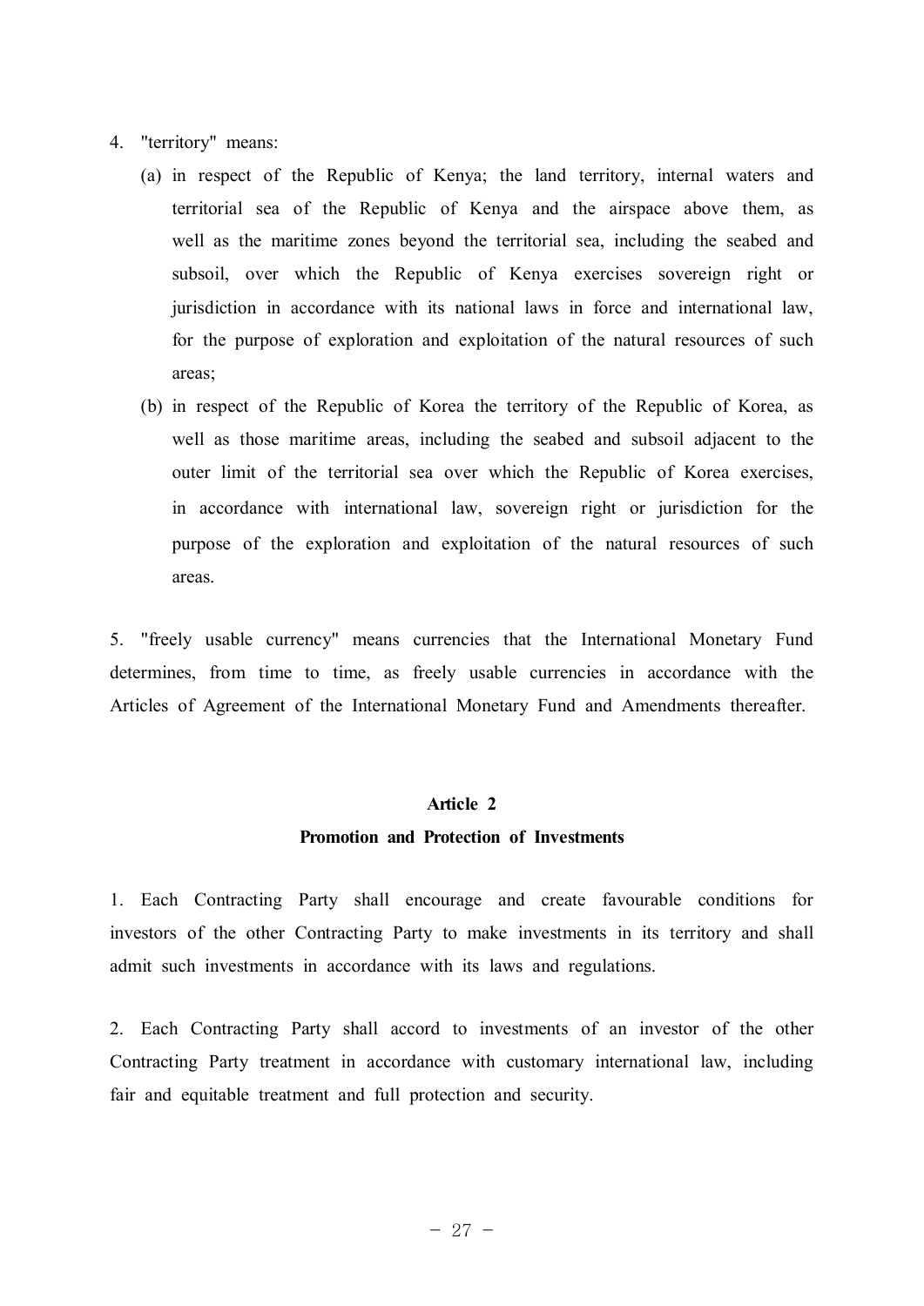4. "territory" means:

   (a) in respect of the Republic of Kenya; the land territory, internal waters and territorial sea of the Republic of Kenya and the airspace above them, as well as the maritime zones beyond the territorial sea, including the seabed and subsoil, over which the Republic of Kenya exercises sovereign right or jurisdiction in accordance with its national laws in force and international law, for the purpose of exploration and exploitation of the natural resources of such areas;

   (b) in respect of the Republic of Korea the territory of the Republic of Korea, as well as those maritime areas, including the seabed and subsoil adjacent to the outer limit of the territorial sea over which the Republic of Korea exercises, in accordance with international law, sovereign right or jurisdiction for the purpose of the exploration and exploitation of the natural resources of such areas.

5. "freely usable currency" means currencies that the International Monetary Fund determines, from time to time, as freely usable currencies in accordance with the Articles of Agreement of the International Monetary Fund and Amendments thereafter.

## Article 2

## Promotion and Protection of Investments

1. Each Contracting Party shall encourage and create favourable conditions for investors of the other Contracting Party to make investments in its territory and shall admit such investments in accordance with its laws and regulations.

2. Each Contracting Party shall accord to investments of an investor of the other Contracting Party treatment in accordance with customary international law, including fair and equitable treatment and full protection and security.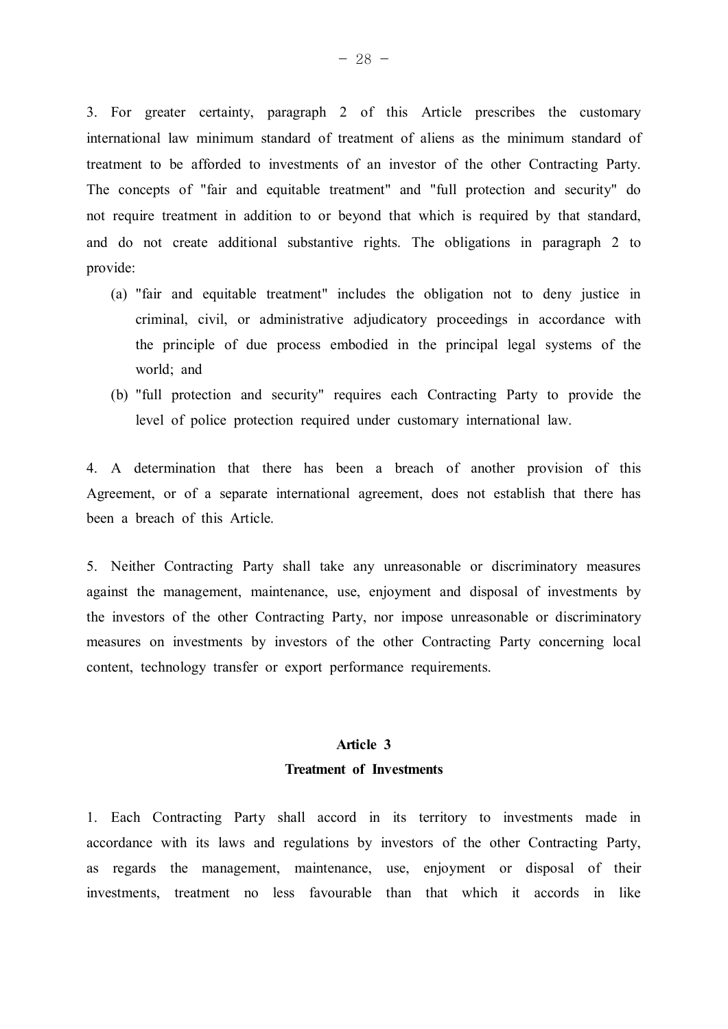3. For greater certainty, paragraph 2 of this Article prescribes the customary international law minimum standard of treatment of aliens as the minimum standard of treatment to be afforded to investments of an investor of the other Contracting Party. The concepts of "fair and equitable treatment" and "full protection and security" do not require treatment in addition to or beyond that which is required by that standard, and do not create additional substantive rights. The obligations in paragraph 2 to provide:

(a) "fair and equitable treatment" includes the obligation not to deny justice in criminal, civil, or administrative adjudicatory proceedings in accordance with the principle of due process embodied in the principal legal systems of the world; and

(b) "full protection and security" requires each Contracting Party to provide the level of police protection required under customary international law.

4. A determination that there has been a breach of another provision of this Agreement, or of a separate international agreement, does not establish that there has been a breach of this Article.

5. Neither Contracting Party shall take any unreasonable or discriminatory measures against the management, maintenance, use, enjoyment and disposal of investments by the investors of the other Contracting Party, nor impose unreasonable or discriminatory measures on investments by investors of the other Contracting Party concerning local content, technology transfer or export performance requirements.

## Article 3
## Treatment of Investments

1. Each Contracting Party shall accord in its territory to investments made in accordance with its laws and regulations by investors of the other Contracting Party, as regards the management, maintenance, use, enjoyment or disposal of their investments, treatment no less favourable than that which it accords in like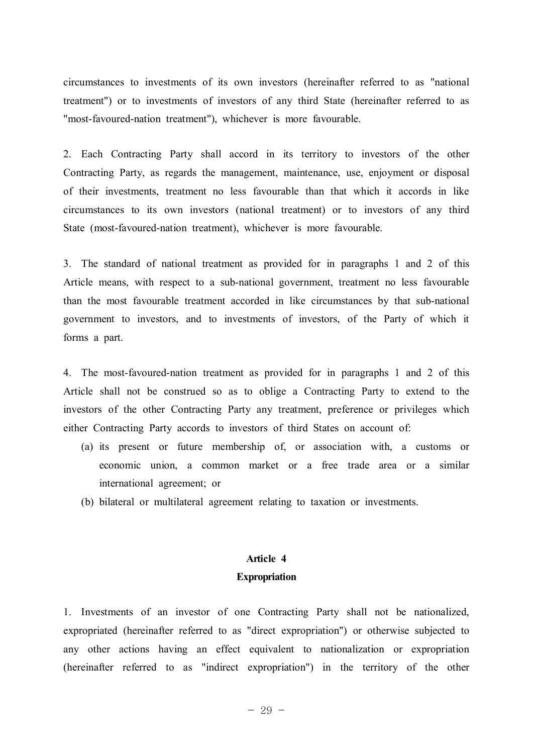circumstances to investments of its own investors (hereinafter referred to as "national treatment") or to investments of investors of any third State (hereinafter referred to as "most-favoured-nation treatment"), whichever is more favourable.

2. Each Contracting Party shall accord in its territory to investors of the other Contracting Party, as regards the management, maintenance, use, enjoyment or disposal of their investments, treatment no less favourable than that which it accords in like circumstances to its own investors (national treatment) or to investors of any third State (most-favoured-nation treatment), whichever is more favourable.

3. The standard of national treatment as provided for in paragraphs 1 and 2 of this Article means, with respect to a sub-national government, treatment no less favourable than the most favourable treatment accorded in like circumstances by that sub-national government to investors, and to investments of investors, of the Party of which it forms a part.

4. The most-favoured-nation treatment as provided for in paragraphs 1 and 2 of this Article shall not be construed so as to oblige a Contracting Party to extend to the investors of the other Contracting Party any treatment, preference or privileges which either Contracting Party accords to investors of third States on account of:

(a) its present or future membership of, or association with, a customs or economic union, a common market or a free trade area or a similar international agreement; or

(b) bilateral or multilateral agreement relating to taxation or investments.

## Article 4
## Expropriation

1. Investments of an investor of one Contracting Party shall not be nationalized, expropriated (hereinafter referred to as "direct expropriation") or otherwise subjected to any other actions having an effect equivalent to nationalization or expropriation (hereinafter referred to as "indirect expropriation") in the territory of the other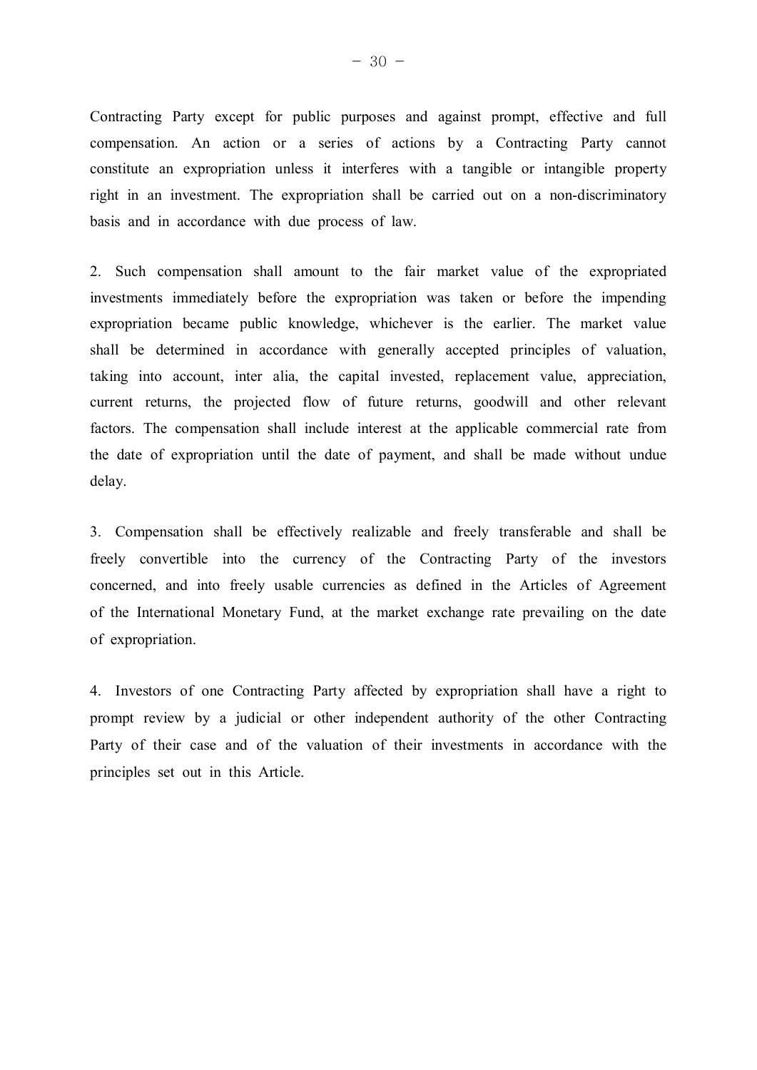Contracting Party except for public purposes and against prompt, effective and full compensation. An action or a series of actions by a Contracting Party cannot constitute an expropriation unless it interferes with a tangible or intangible property right in an investment. The expropriation shall be carried out on a non-discriminatory basis and in accordance with due process of law.

2. Such compensation shall amount to the fair market value of the expropriated investments immediately before the expropriation was taken or before the impending expropriation became public knowledge, whichever is the earlier. The market value shall be determined in accordance with generally accepted principles of valuation, taking into account, inter alia, the capital invested, replacement value, appreciation, current returns, the projected flow of future returns, goodwill and other relevant factors. The compensation shall include interest at the applicable commercial rate from the date of expropriation until the date of payment, and shall be made without undue delay.

3. Compensation shall be effectively realizable and freely transferable and shall be freely convertible into the currency of the Contracting Party of the investors concerned, and into freely usable currencies as defined in the Articles of Agreement of the International Monetary Fund, at the market exchange rate prevailing on the date of expropriation.

4. Investors of one Contracting Party affected by expropriation shall have a right to prompt review by a judicial or other independent authority of the other Contracting Party of their case and of the valuation of their investments in accordance with the principles set out in this Article.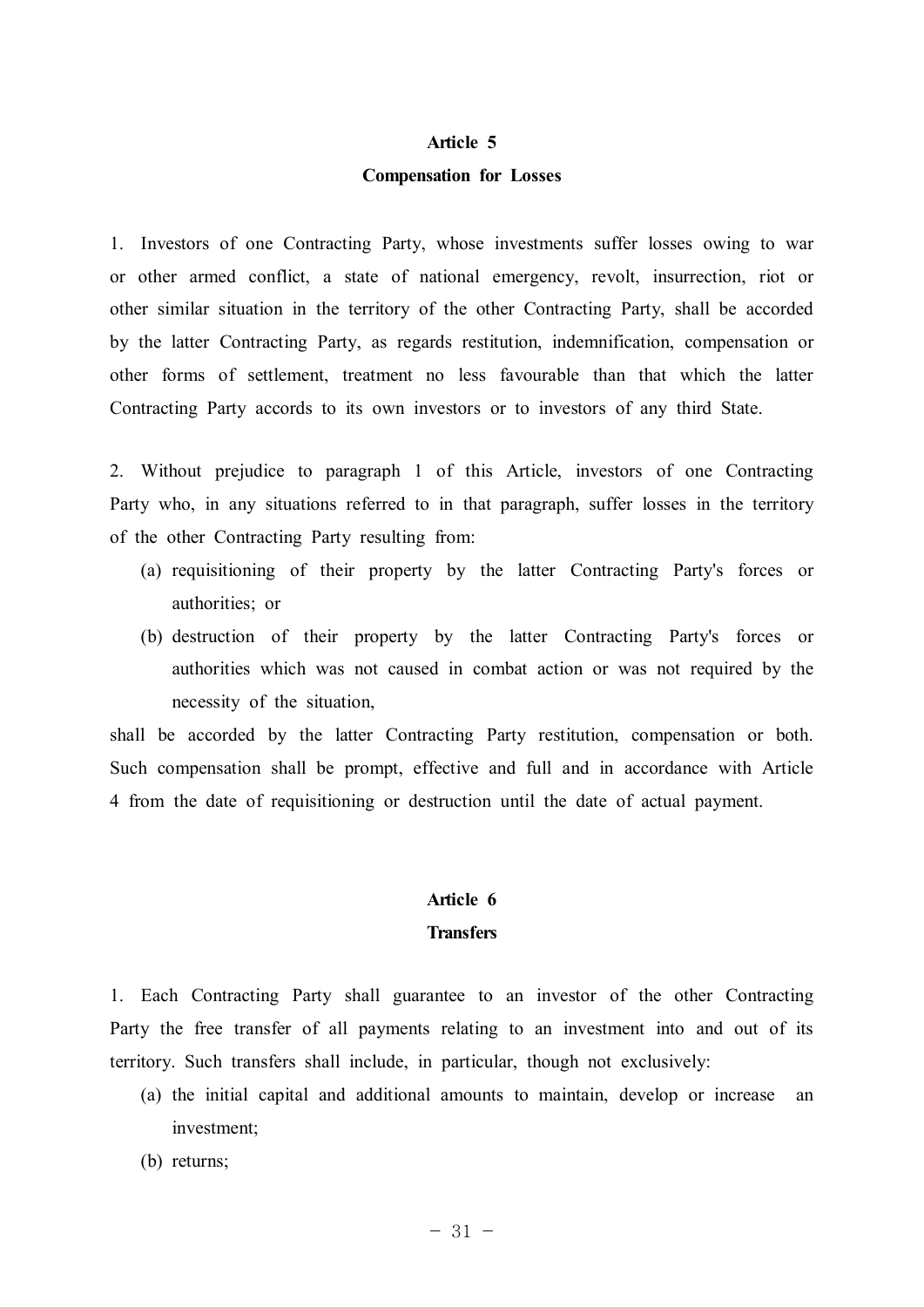## Article 5
## Compensation for Losses

1. Investors of one Contracting Party, whose investments suffer losses owing to war or other armed conflict, a state of national emergency, revolt, insurrection, riot or other similar situation in the territory of the other Contracting Party, shall be accorded by the latter Contracting Party, as regards restitution, indemnification, compensation or other forms of settlement, treatment no less favourable than that which the latter Contracting Party accords to its own investors or to investors of any third State.

2. Without prejudice to paragraph 1 of this Article, investors of one Contracting Party who, in any situations referred to in that paragraph, suffer losses in the territory of the other Contracting Party resulting from:

(a) requisitioning of their property by the latter Contracting Party's forces or authorities; or

(b) destruction of their property by the latter Contracting Party's forces or authorities which was not caused in combat action or was not required by the necessity of the situation,

shall be accorded by the latter Contracting Party restitution, compensation or both. Such compensation shall be prompt, effective and full and in accordance with Article 4 from the date of requisitioning or destruction until the date of actual payment.

## Article 6
## Transfers

1. Each Contracting Party shall guarantee to an investor of the other Contracting Party the free transfer of all payments relating to an investment into and out of its territory. Such transfers shall include, in particular, though not exclusively:

(a) the initial capital and additional amounts to maintain, develop or increase an investment;

(b) returns;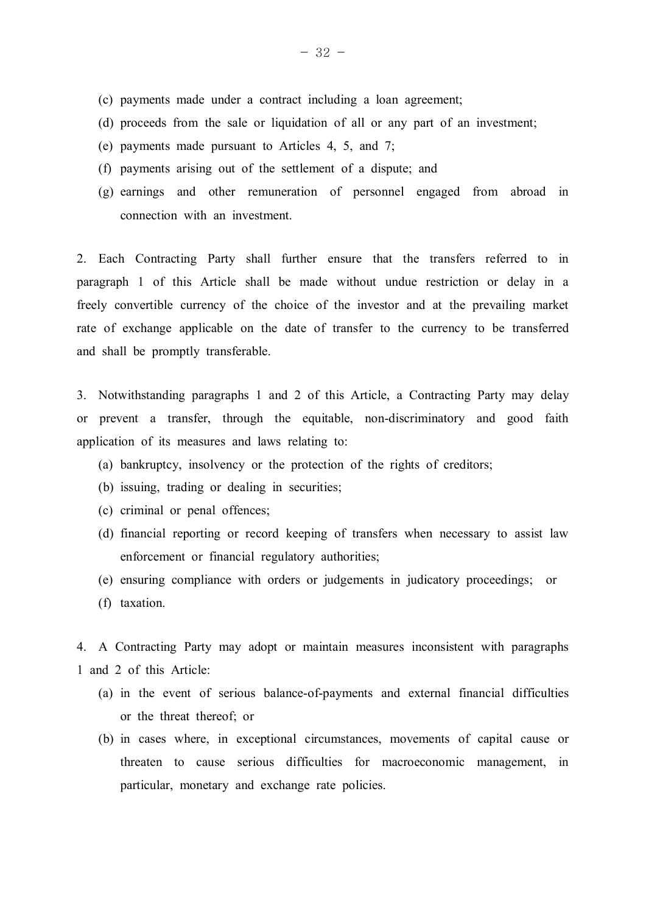(c) payments made under a contract including a loan agreement;

(d) proceeds from the sale or liquidation of all or any part of an investment;

(e) payments made pursuant to Articles 4, 5, and 7;

(f) payments arising out of the settlement of a dispute; and

(g) earnings and other remuneration of personnel engaged from abroad in connection with an investment.

2. Each Contracting Party shall further ensure that the transfers referred to in paragraph 1 of this Article shall be made without undue restriction or delay in a freely convertible currency of the choice of the investor and at the prevailing market rate of exchange applicable on the date of transfer to the currency to be transferred and shall be promptly transferable.

3. Notwithstanding paragraphs 1 and 2 of this Article, a Contracting Party may delay or prevent a transfer, through the equitable, non-discriminatory and good faith application of its measures and laws relating to:

(a) bankruptcy, insolvency or the protection of the rights of creditors;

(b) issuing, trading or dealing in securities;

(c) criminal or penal offences;

(d) financial reporting or record keeping of transfers when necessary to assist law enforcement or financial regulatory authorities;

(e) ensuring compliance with orders or judgements in judicatory proceedings; or

(f) taxation.

4. A Contracting Party may adopt or maintain measures inconsistent with paragraphs 1 and 2 of this Article:

(a) in the event of serious balance-of-payments and external financial difficulties or the threat thereof; or

(b) in cases where, in exceptional circumstances, movements of capital cause or threaten to cause serious difficulties for macroeconomic management, in particular, monetary and exchange rate policies.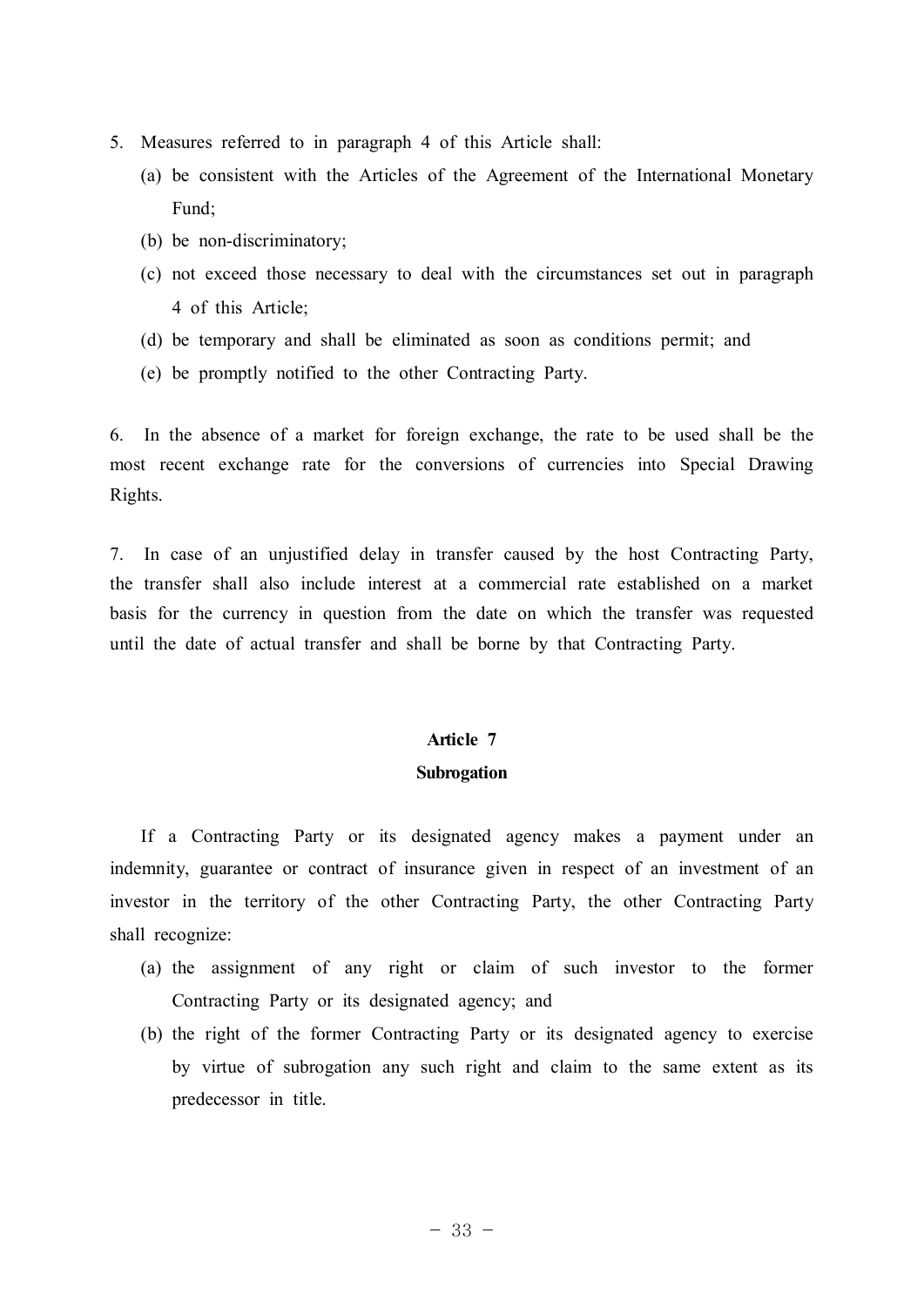5. Measures referred to in paragraph 4 of this Article shall:
   (a) be consistent with the Articles of the Agreement of the International Monetary Fund;
   (b) be non-discriminatory;
   (c) not exceed those necessary to deal with the circumstances set out in paragraph 4 of this Article;
   (d) be temporary and shall be eliminated as soon as conditions permit; and
   (e) be promptly notified to the other Contracting Party.

6. In the absence of a market for foreign exchange, the rate to be used shall be the most recent exchange rate for the conversions of currencies into Special Drawing Rights.

7. In case of an unjustified delay in transfer caused by the host Contracting Party, the transfer shall also include interest at a commercial rate established on a market basis for the currency in question from the date on which the transfer was requested until the date of actual transfer and shall be borne by that Contracting Party.

**Article 7**

**Subrogation**

If a Contracting Party or its designated agency makes a payment under an indemnity, guarantee or contract of insurance given in respect of an investment of an investor in the territory of the other Contracting Party, the other Contracting Party shall recognize:

(a) the assignment of any right or claim of such investor to the former Contracting Party or its designated agency; and

(b) the right of the former Contracting Party or its designated agency to exercise by virtue of subrogation any such right and claim to the same extent as its predecessor in title.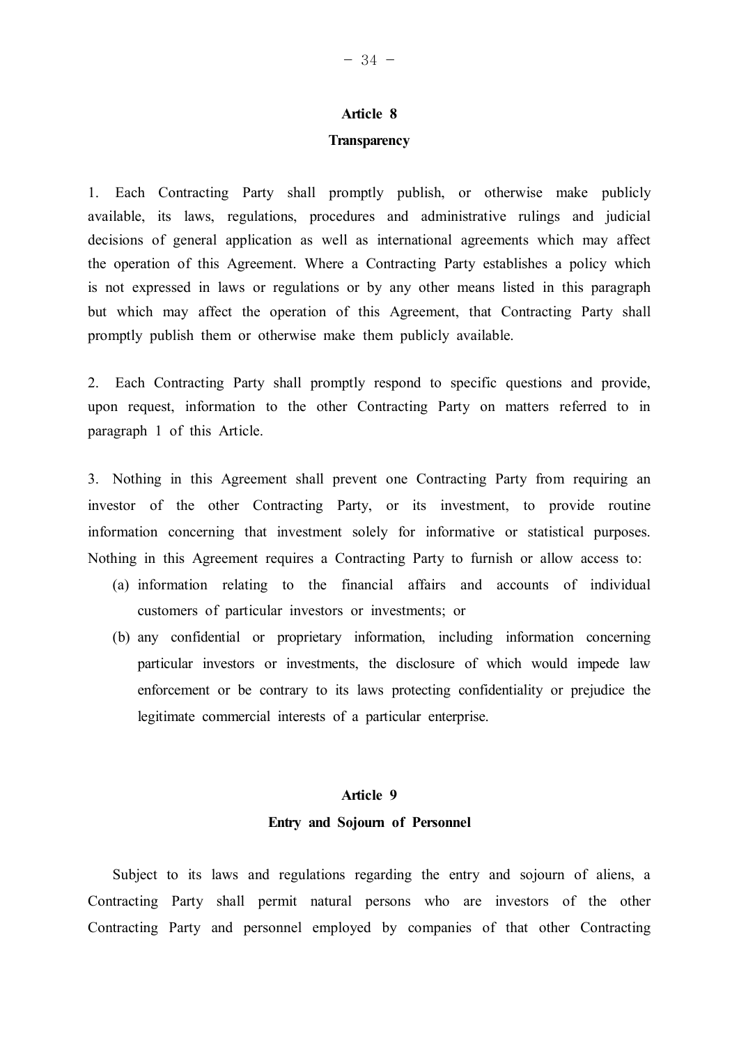## Article 8
### Transparency

1. Each Contracting Party shall promptly publish, or otherwise make publicly available, its laws, regulations, procedures and administrative rulings and judicial decisions of general application as well as international agreements which may affect the operation of this Agreement. Where a Contracting Party establishes a policy which is not expressed in laws or regulations or by any other means listed in this paragraph but which may affect the operation of this Agreement, that Contracting Party shall promptly publish them or otherwise make them publicly available.

2. Each Contracting Party shall promptly respond to specific questions and provide, upon request, information to the other Contracting Party on matters referred to in paragraph 1 of this Article.

3. Nothing in this Agreement shall prevent one Contracting Party from requiring an investor of the other Contracting Party, or its investment, to provide routine information concerning that investment solely for informative or statistical purposes. Nothing in this Agreement requires a Contracting Party to furnish or allow access to:

(a) information relating to the financial affairs and accounts of individual customers of particular investors or investments; or

(b) any confidential or proprietary information, including information concerning particular investors or investments, the disclosure of which would impede law enforcement or be contrary to its laws protecting confidentiality or prejudice the legitimate commercial interests of a particular enterprise.

## Article 9
### Entry and Sojourn of Personnel

Subject to its laws and regulations regarding the entry and sojourn of aliens, a Contracting Party shall permit natural persons who are investors of the other Contracting Party and personnel employed by companies of that other Contracting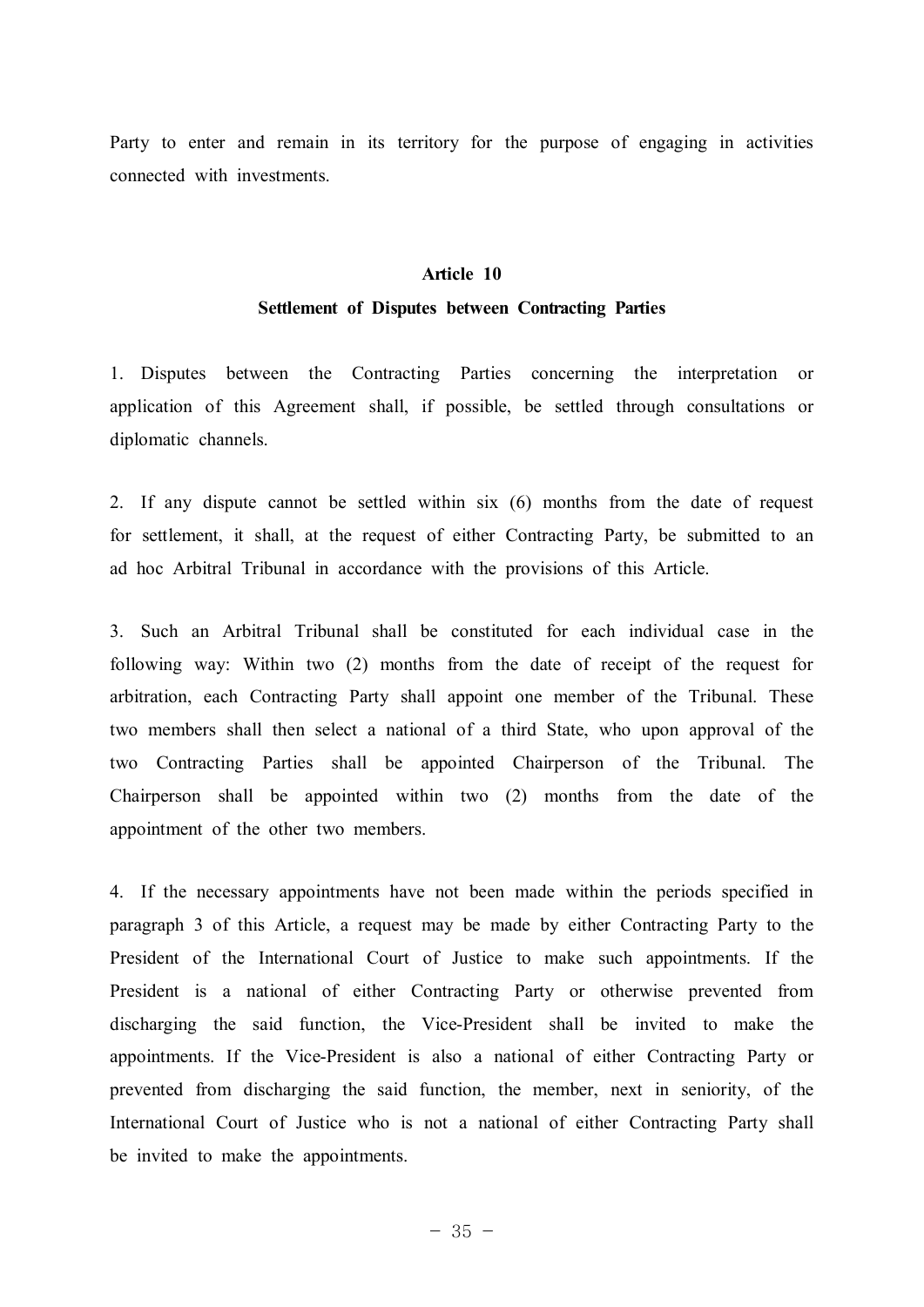Party to enter and remain in its territory for the purpose of engaging in activities connected with investments.

**Article 10**

**Settlement of Disputes between Contracting Parties**

1. Disputes between the Contracting Parties concerning the interpretation or application of this Agreement shall, if possible, be settled through consultations or diplomatic channels.

2. If any dispute cannot be settled within six (6) months from the date of request for settlement, it shall, at the request of either Contracting Party, be submitted to an ad hoc Arbitral Tribunal in accordance with the provisions of this Article.

3. Such an Arbitral Tribunal shall be constituted for each individual case in the following way: Within two (2) months from the date of receipt of the request for arbitration, each Contracting Party shall appoint one member of the Tribunal. These two members shall then select a national of a third State, who upon approval of the two Contracting Parties shall be appointed Chairperson of the Tribunal. The Chairperson shall be appointed within two (2) months from the date of the appointment of the other two members.

4. If the necessary appointments have not been made within the periods specified in paragraph 3 of this Article, a request may be made by either Contracting Party to the President of the International Court of Justice to make such appointments. If the President is a national of either Contracting Party or otherwise prevented from discharging the said function, the Vice-President shall be invited to make the appointments. If the Vice-President is also a national of either Contracting Party or prevented from discharging the said function, the member, next in seniority, of the International Court of Justice who is not a national of either Contracting Party shall be invited to make the appointments.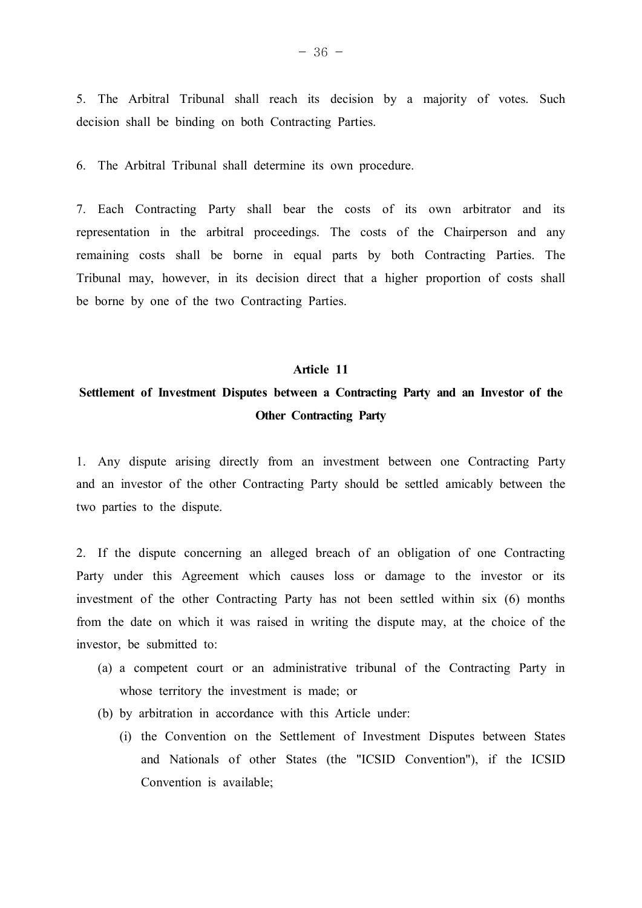5. The Arbitral Tribunal shall reach its decision by a majority of votes. Such decision shall be binding on both Contracting Parties.

6. The Arbitral Tribunal shall determine its own procedure.

7. Each Contracting Party shall bear the costs of its own arbitrator and its representation in the arbitral proceedings. The costs of the Chairperson and any remaining costs shall be borne in equal parts by both Contracting Parties. The Tribunal may, however, in its decision direct that a higher proportion of costs shall be borne by one of the two Contracting Parties.

## Article 11
## Settlement of Investment Disputes between a Contracting Party and an Investor of the Other Contracting Party

1. Any dispute arising directly from an investment between one Contracting Party and an investor of the other Contracting Party should be settled amicably between the two parties to the dispute.

2. If the dispute concerning an alleged breach of an obligation of one Contracting Party under this Agreement which causes loss or damage to the investor or its investment of the other Contracting Party has not been settled within six (6) months from the date on which it was raised in writing the dispute may, at the choice of the investor, be submitted to:

   (a) a competent court or an administrative tribunal of the Contracting Party in whose territory the investment is made; or

   (b) by arbitration in accordance with this Article under:

      (i) the Convention on the Settlement of Investment Disputes between States and Nationals of other States (the "ICSID Convention"), if the ICSID Convention is available;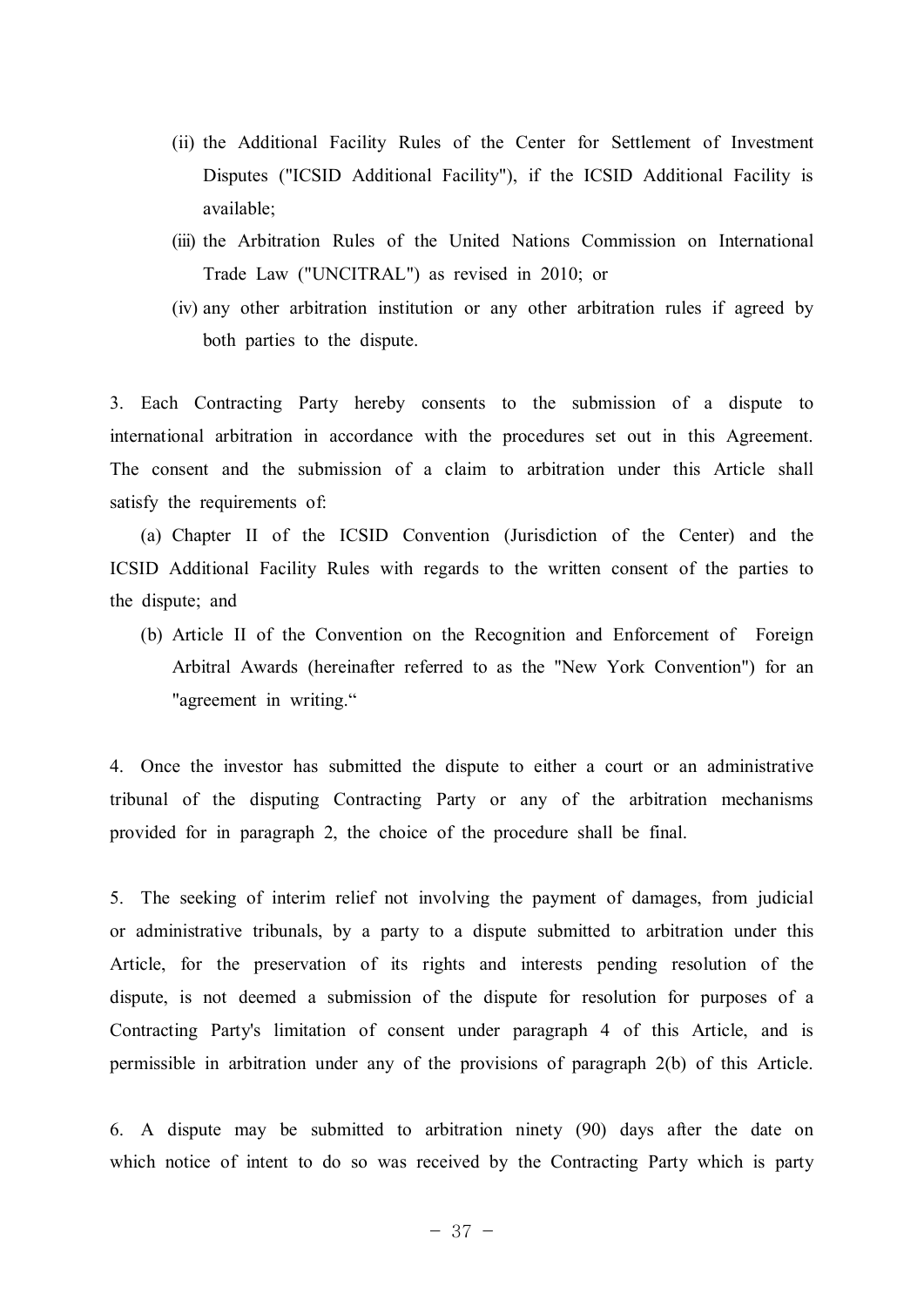(ii) the Additional Facility Rules of the Center for Settlement of Investment Disputes ("ICSID Additional Facility"), if the ICSID Additional Facility is available;

(iii) the Arbitration Rules of the United Nations Commission on International Trade Law ("UNCITRAL") as revised in 2010; or

(iv) any other arbitration institution or any other arbitration rules if agreed by both parties to the dispute.

3. Each Contracting Party hereby consents to the submission of a dispute to international arbitration in accordance with the procedures set out in this Agreement. The consent and the submission of a claim to arbitration under this Article shall satisfy the requirements of:

(a) Chapter II of the ICSID Convention (Jurisdiction of the Center) and the ICSID Additional Facility Rules with regards to the written consent of the parties to the dispute; and

(b) Article II of the Convention on the Recognition and Enforcement of Foreign Arbitral Awards (hereinafter referred to as the "New York Convention") for an "agreement in writing."

4. Once the investor has submitted the dispute to either a court or an administrative tribunal of the disputing Contracting Party or any of the arbitration mechanisms provided for in paragraph 2, the choice of the procedure shall be final.

5. The seeking of interim relief not involving the payment of damages, from judicial or administrative tribunals, by a party to a dispute submitted to arbitration under this Article, for the preservation of its rights and interests pending resolution of the dispute, is not deemed a submission of the dispute for resolution for purposes of a Contracting Party's limitation of consent under paragraph 4 of this Article, and is permissible in arbitration under any of the provisions of paragraph 2(b) of this Article.

6. A dispute may be submitted to arbitration ninety (90) days after the date on which notice of intent to do so was received by the Contracting Party which is party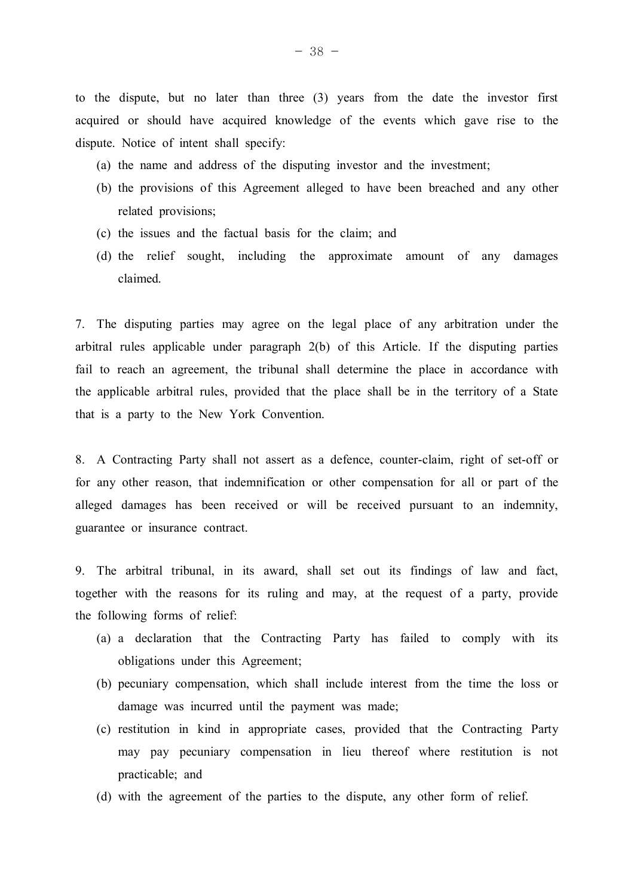to the dispute, but no later than three (3) years from the date the investor first acquired or should have acquired knowledge of the events which gave rise to the dispute. Notice of intent shall specify:

(a) the name and address of the disputing investor and the investment;

(b) the provisions of this Agreement alleged to have been breached and any other related provisions;

(c) the issues and the factual basis for the claim; and

(d) the relief sought, including the approximate amount of any damages claimed.

7. The disputing parties may agree on the legal place of any arbitration under the arbitral rules applicable under paragraph 2(b) of this Article. If the disputing parties fail to reach an agreement, the tribunal shall determine the place in accordance with the applicable arbitral rules, provided that the place shall be in the territory of a State that is a party to the New York Convention.

8. A Contracting Party shall not assert as a defence, counter-claim, right of set-off or for any other reason, that indemnification or other compensation for all or part of the alleged damages has been received or will be received pursuant to an indemnity, guarantee or insurance contract.

9. The arbitral tribunal, in its award, shall set out its findings of law and fact, together with the reasons for its ruling and may, at the request of a party, provide the following forms of relief:

(a) a declaration that the Contracting Party has failed to comply with its obligations under this Agreement;

(b) pecuniary compensation, which shall include interest from the time the loss or damage was incurred until the payment was made;

(c) restitution in kind in appropriate cases, provided that the Contracting Party may pay pecuniary compensation in lieu thereof where restitution is not practicable; and

(d) with the agreement of the parties to the dispute, any other form of relief.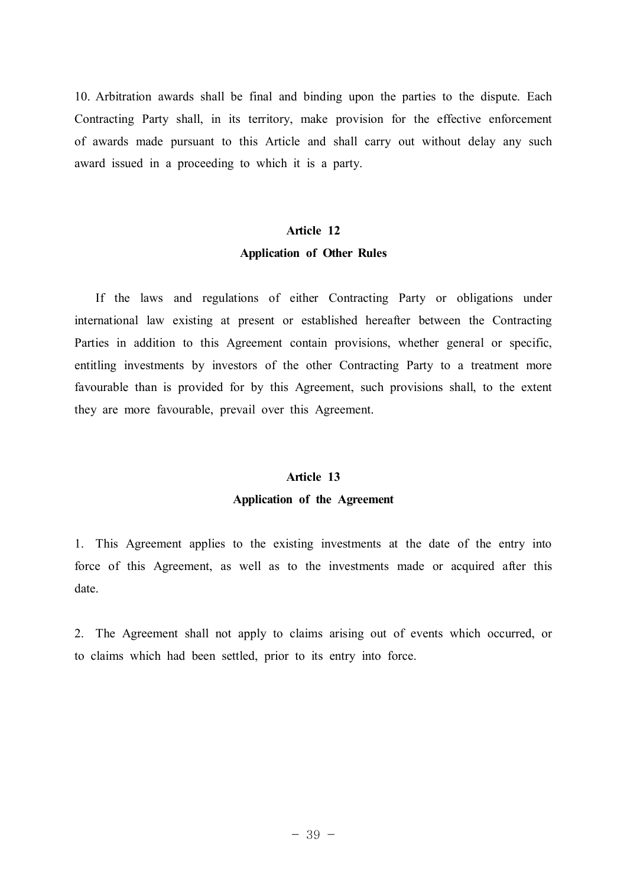10. Arbitration awards shall be final and binding upon the parties to the dispute. Each Contracting Party shall, in its territory, make provision for the effective enforcement of awards made pursuant to this Article and shall carry out without delay any such award issued in a proceeding to which it is a party.

## Article 12
## Application of Other Rules

If the laws and regulations of either Contracting Party or obligations under international law existing at present or established hereafter between the Contracting Parties in addition to this Agreement contain provisions, whether general or specific, entitling investments by investors of the other Contracting Party to a treatment more favourable than is provided for by this Agreement, such provisions shall, to the extent they are more favourable, prevail over this Agreement.

## Article 13
## Application of the Agreement

1. This Agreement applies to the existing investments at the date of the entry into force of this Agreement, as well as to the investments made or acquired after this date.

2. The Agreement shall not apply to claims arising out of events which occurred, or to claims which had been settled, prior to its entry into force.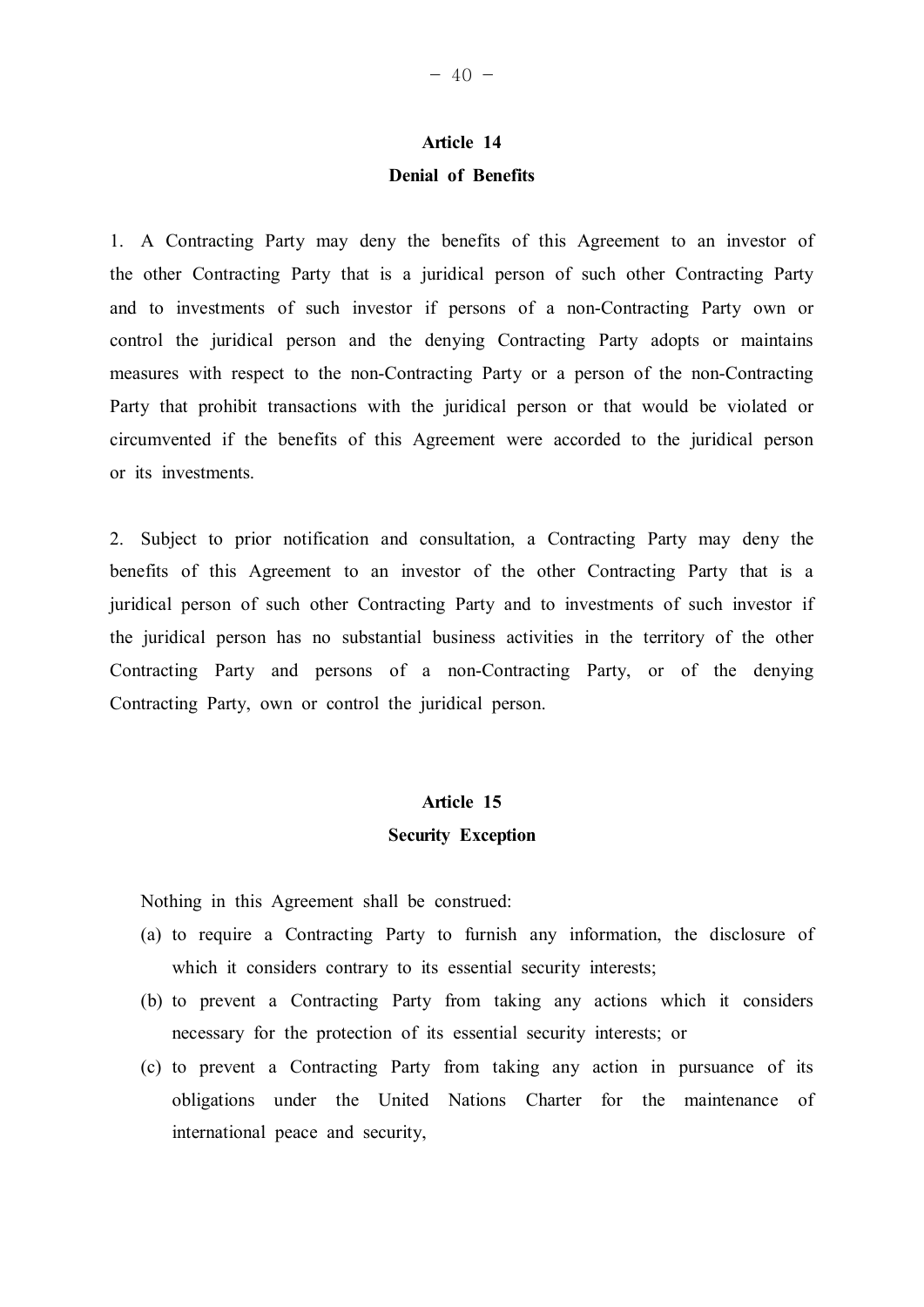## Article 14
## Denial of Benefits

1. A Contracting Party may deny the benefits of this Agreement to an investor of the other Contracting Party that is a juridical person of such other Contracting Party and to investments of such investor if persons of a non-Contracting Party own or control the juridical person and the denying Contracting Party adopts or maintains measures with respect to the non-Contracting Party or a person of the non-Contracting Party that prohibit transactions with the juridical person or that would be violated or circumvented if the benefits of this Agreement were accorded to the juridical person or its investments.

2. Subject to prior notification and consultation, a Contracting Party may deny the benefits of this Agreement to an investor of the other Contracting Party that is a juridical person of such other Contracting Party and to investments of such investor if the juridical person has no substantial business activities in the territory of the other Contracting Party and persons of a non-Contracting Party, or of the denying Contracting Party, own or control the juridical person.

## Article 15
## Security Exception

Nothing in this Agreement shall be construed:

(a) to require a Contracting Party to furnish any information, the disclosure of which it considers contrary to its essential security interests;

(b) to prevent a Contracting Party from taking any actions which it considers necessary for the protection of its essential security interests; or

(c) to prevent a Contracting Party from taking any action in pursuance of its obligations under the United Nations Charter for the maintenance of international peace and security,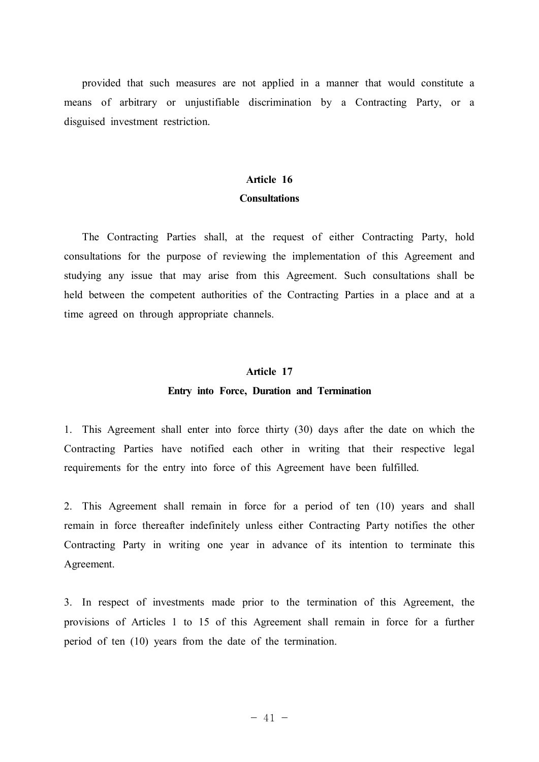provided that such measures are not applied in a manner that would constitute a means of arbitrary or unjustifiable discrimination by a Contracting Party, or a disguised investment restriction.

**Article 16**
**Consultations**

The Contracting Parties shall, at the request of either Contracting Party, hold consultations for the purpose of reviewing the implementation of this Agreement and studying any issue that may arise from this Agreement. Such consultations shall be held between the competent authorities of the Contracting Parties in a place and at a time agreed on through appropriate channels.

**Article 17**
**Entry into Force, Duration and Termination**

1. This Agreement shall enter into force thirty (30) days after the date on which the Contracting Parties have notified each other in writing that their respective legal requirements for the entry into force of this Agreement have been fulfilled.

2. This Agreement shall remain in force for a period of ten (10) years and shall remain in force thereafter indefinitely unless either Contracting Party notifies the other Contracting Party in writing one year in advance of its intention to terminate this Agreement.

3. In respect of investments made prior to the termination of this Agreement, the provisions of Articles 1 to 15 of this Agreement shall remain in force for a further period of ten (10) years from the date of the termination.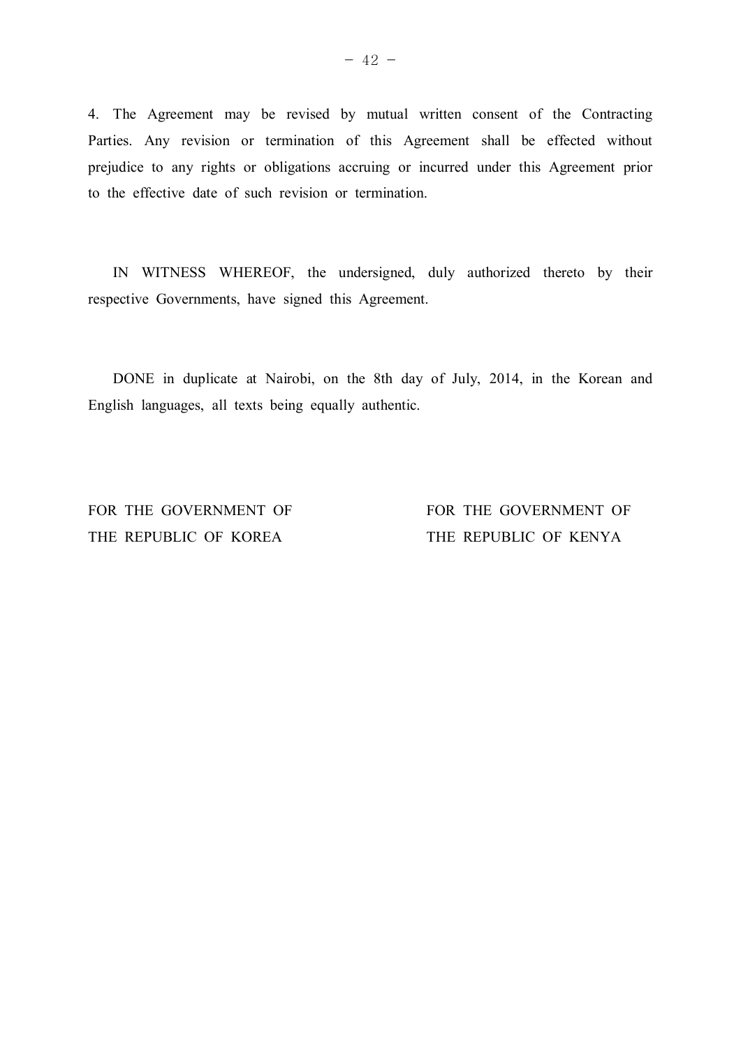4. The Agreement may be revised by mutual written consent of the Contracting Parties. Any revision or termination of this Agreement shall be effected without prejudice to any rights or obligations accruing or incurred under this Agreement prior to the effective date of such revision or termination.

IN WITNESS WHEREOF, the undersigned, duly authorized thereto by their respective Governments, have signed this Agreement.

DONE in duplicate at Nairobi, on the 8th day of July, 2014, in the Korean and English languages, all texts being equally authentic.

FOR THE GOVERNMENT OF THE REPUBLIC OF KOREA

FOR THE GOVERNMENT OF THE REPUBLIC OF KENYA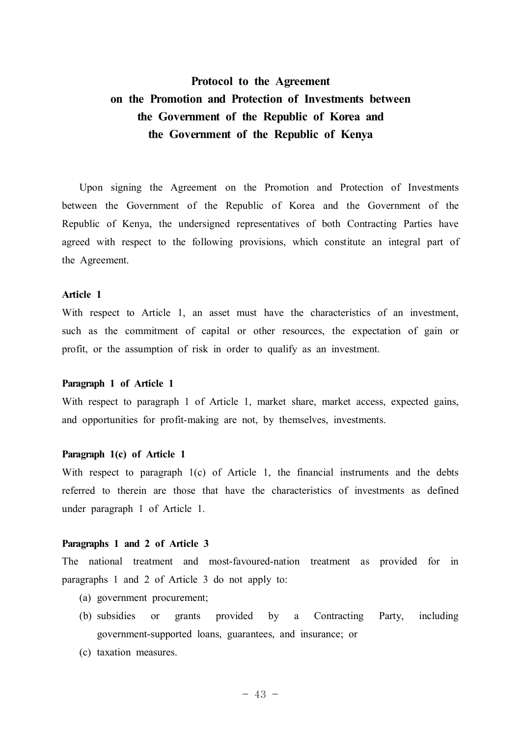# Protocol to the Agreement on the Promotion and Protection of Investments between the Government of the Republic of Korea and the Government of the Republic of Kenya

Upon signing the Agreement on the Promotion and Protection of Investments between the Government of the Republic of Korea and the Government of the Republic of Kenya, the undersigned representatives of both Contracting Parties have agreed with respect to the following provisions, which constitute an integral part of the Agreement.

**Article 1**

With respect to Article 1, an asset must have the characteristics of an investment, such as the commitment of capital or other resources, the expectation of gain or profit, or the assumption of risk in order to qualify as an investment.

**Paragraph 1 of Article 1**

With respect to paragraph 1 of Article 1, market share, market access, expected gains, and opportunities for profit-making are not, by themselves, investments.

**Paragraph 1(c) of Article 1**

With respect to paragraph 1(c) of Article 1, the financial instruments and the debts referred to therein are those that have the characteristics of investments as defined under paragraph 1 of Article 1.

**Paragraphs 1 and 2 of Article 3**

The national treatment and most-favoured-nation treatment as provided for in paragraphs 1 and 2 of Article 3 do not apply to:

(a) government procurement;

(b) subsidies or grants provided by a Contracting Party, including government-supported loans, guarantees, and insurance; or

(c) taxation measures.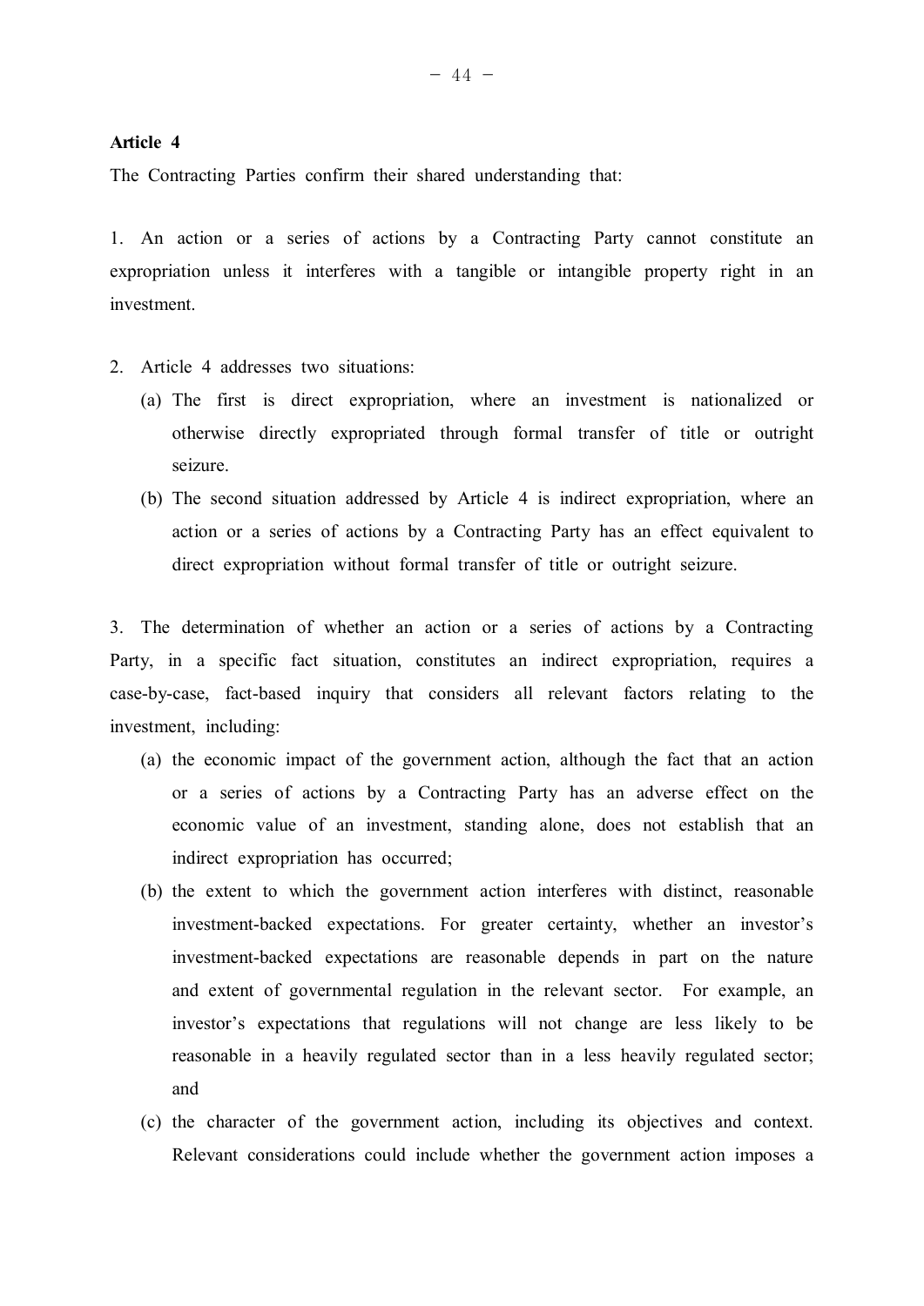**Article 4**

The Contracting Parties confirm their shared understanding that:

1. An action or a series of actions by a Contracting Party cannot constitute an expropriation unless it interferes with a tangible or intangible property right in an investment.

2. Article 4 addresses two situations:
   (a) The first is direct expropriation, where an investment is nationalized or otherwise directly expropriated through formal transfer of title or outright seizure.
   (b) The second situation addressed by Article 4 is indirect expropriation, where an action or a series of actions by a Contracting Party has an effect equivalent to direct expropriation without formal transfer of title or outright seizure.

3. The determination of whether an action or a series of actions by a Contracting Party, in a specific fact situation, constitutes an indirect expropriation, requires a case-by-case, fact-based inquiry that considers all relevant factors relating to the investment, including:
   (a) the economic impact of the government action, although the fact that an action or a series of actions by a Contracting Party has an adverse effect on the economic value of an investment, standing alone, does not establish that an indirect expropriation has occurred;
   (b) the extent to which the government action interferes with distinct, reasonable investment-backed expectations. For greater certainty, whether an investor's investment-backed expectations are reasonable depends in part on the nature and extent of governmental regulation in the relevant sector. For example, an investor's expectations that regulations will not change are less likely to be reasonable in a heavily regulated sector than in a less heavily regulated sector; and
   (c) the character of the government action, including its objectives and context. Relevant considerations could include whether the government action imposes a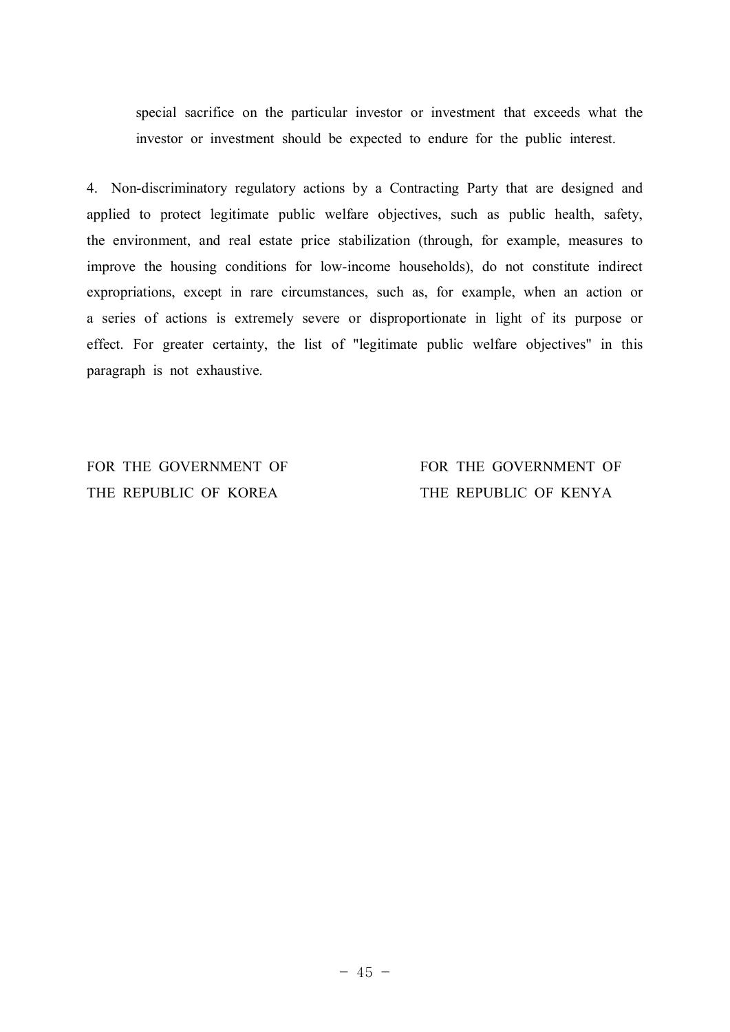special sacrifice on the particular investor or investment that exceeds what the investor or investment should be expected to endure for the public interest.

4. Non-discriminatory regulatory actions by a Contracting Party that are designed and applied to protect legitimate public welfare objectives, such as public health, safety, the environment, and real estate price stabilization (through, for example, measures to improve the housing conditions for low-income households), do not constitute indirect expropriations, except in rare circumstances, such as, for example, when an action or a series of actions is extremely severe or disproportionate in light of its purpose or effect. For greater certainty, the list of "legitimate public welfare objectives" in this paragraph is not exhaustive.

FOR THE GOVERNMENT OF THE REPUBLIC OF KOREA

FOR THE GOVERNMENT OF THE REPUBLIC OF KENYA